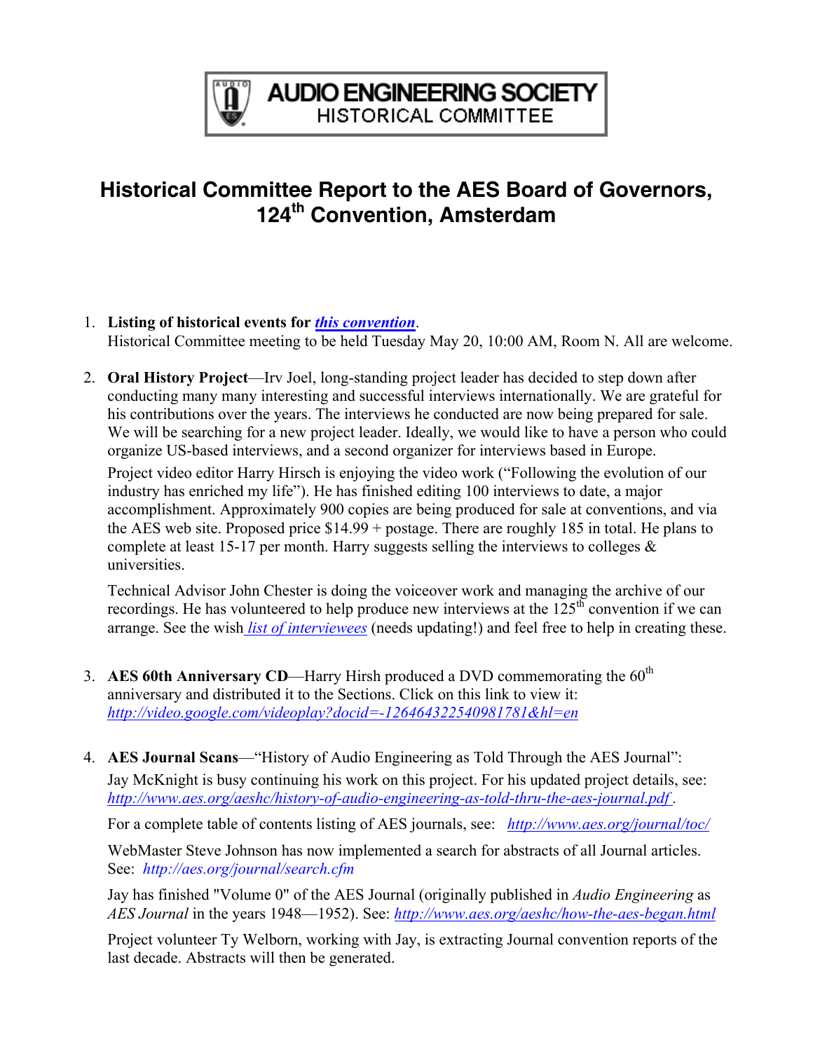AUDIO ENGINEERING SOCIETY
HISTORICAL COMMITTEE

# Historical Committee Report to the AES Board of Governors, 124th Convention, Amsterdam

1. **Listing of historical events for *this convention*.**
   Historical Committee meeting to be held Tuesday May 20, 10:00 AM, Room N. All are welcome.

2. **Oral History Project**—Irv Joel, long-standing project leader has decided to step down after conducting many many interesting and successful interviews internationally. We are grateful for his contributions over the years. The interviews he conducted are now being prepared for sale. We will be searching for a new project leader. Ideally, we would like to have a person who could organize US-based interviews, and a second organizer for interviews based in Europe.

   Project video editor Harry Hirsch is enjoying the video work ("Following the evolution of our industry has enriched my life"). He has finished editing 100 interviews to date, a major accomplishment. Approximately 900 copies are being produced for sale at conventions, and via the AES web site. Proposed price $14.99 + postage. There are roughly 185 in total. He plans to complete at least 15-17 per month. Harry suggests selling the interviews to colleges & universities.

   Technical Advisor John Chester is doing the voiceover work and managing the archive of our recordings. He has volunteered to help produce new interviews at the 125th convention if we can arrange. See the wish *list of interviewees* (needs updating!) and feel free to help in creating these.

3. **AES 60th Anniversary CD**—Harry Hirsh produced a DVD commemorating the 60th anniversary and distributed it to the Sections. Click on this link to view it: *http://video.google.com/videoplay?docid=-126464322540981781&hl=en*

4. **AES Journal Scans**—"History of Audio Engineering as Told Through the AES Journal":

   Jay McKnight is busy continuing his work on this project. For his updated project details, see: *http://www.aes.org/aeshc/history-of-audio-engineering-as-told-thru-the-aes-journal.pdf* .

   For a complete table of contents listing of AES journals, see: *http://www.aes.org/journal/toc/*

   WebMaster Steve Johnson has now implemented a search for abstracts of all Journal articles. See: *http://aes.org/journal/search.cfm*

   Jay has finished "Volume 0" of the AES Journal (originally published in *Audio Engineering* as *AES Journal* in the years 1948—1952). See: *http://www.aes.org/aeshc/how-the-aes-began.html*

   Project volunteer Ty Welborn, working with Jay, is extracting Journal convention reports of the last decade. Abstracts will then be generated.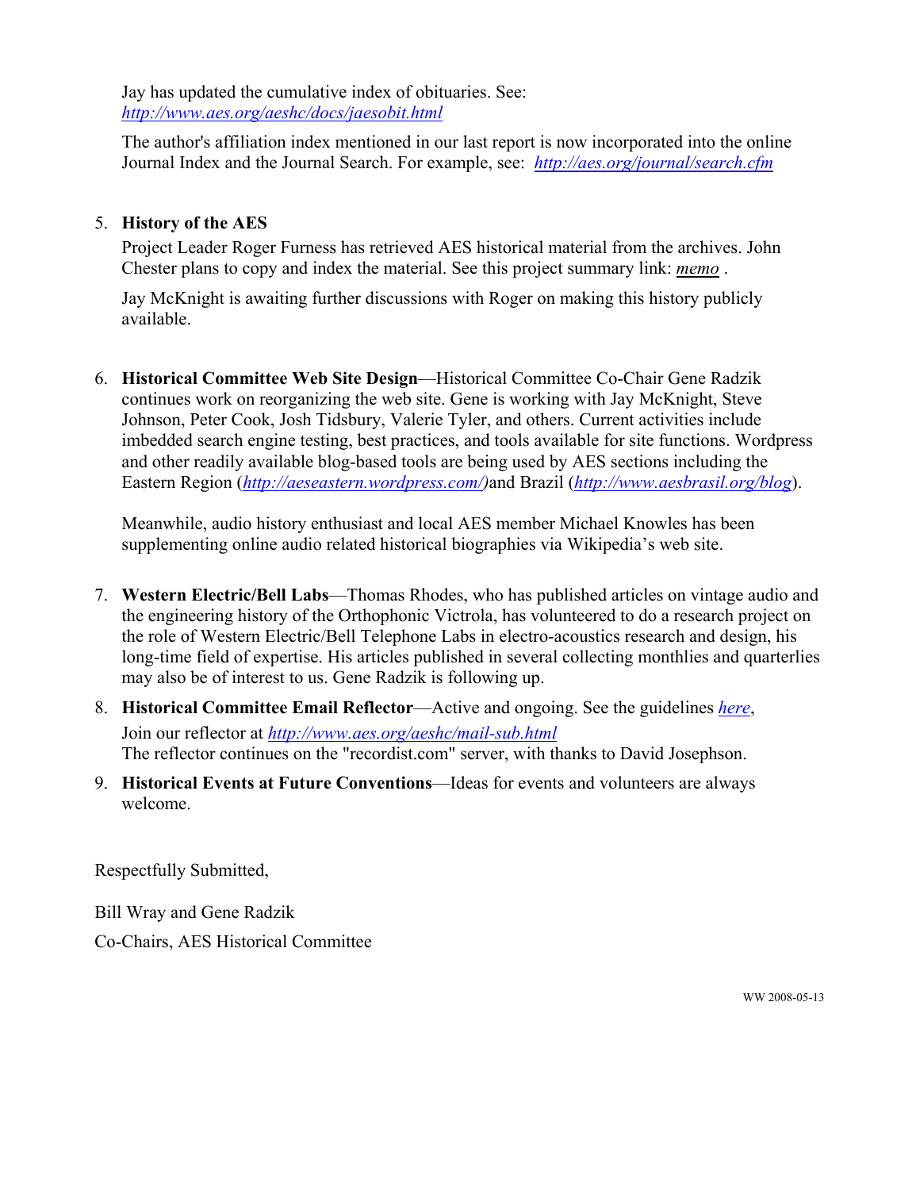Jay has updated the cumulative index of obituaries. See: *http://www.aes.org/aeshc/docs/jaesobit.html*

The author's affiliation index mentioned in our last report is now incorporated into the online Journal Index and the Journal Search. For example, see: *http://aes.org/journal/search.cfm*

5. **History of the AES**

   Project Leader Roger Furness has retrieved AES historical material from the archives. John Chester plans to copy and index the material. See this project summary link: ***memo*** .

   Jay McKnight is awaiting further discussions with Roger on making this history publicly available.

6. **Historical Committee Web Site Design**—Historical Committee Co-Chair Gene Radzik continues work on reorganizing the web site. Gene is working with Jay McKnight, Steve Johnson, Peter Cook, Josh Tidsbury, Valerie Tyler, and others. Current activities include imbedded search engine testing, best practices, and tools available for site functions. Wordpress and other readily available blog-based tools are being used by AES sections including the Eastern Region (*http://aeseastern.wordpress.com/*)and Brazil (*http://www.aesbrasil.org/blog*).

   Meanwhile, audio history enthusiast and local AES member Michael Knowles has been supplementing online audio related historical biographies via Wikipedia's web site.

7. **Western Electric/Bell Labs**—Thomas Rhodes, who has published articles on vintage audio and the engineering history of the Orthophonic Victrola, has volunteered to do a research project on the role of Western Electric/Bell Telephone Labs in electro-acoustics research and design, his long-time field of expertise. His articles published in several collecting monthlies and quarterlies may also be of interest to us. Gene Radzik is following up.

8. **Historical Committee Email Reflector**—Active and ongoing. See the guidelines *here*,
   Join our reflector at *http://www.aes.org/aeshc/mail-sub.html*
   The reflector continues on the "recordist.com" server, with thanks to David Josephson.

9. **Historical Events at Future Conventions**—Ideas for events and volunteers are always welcome.

Respectfully Submitted,

Bill Wray and Gene Radzik

Co-Chairs, AES Historical Committee

WW 2008-05-13